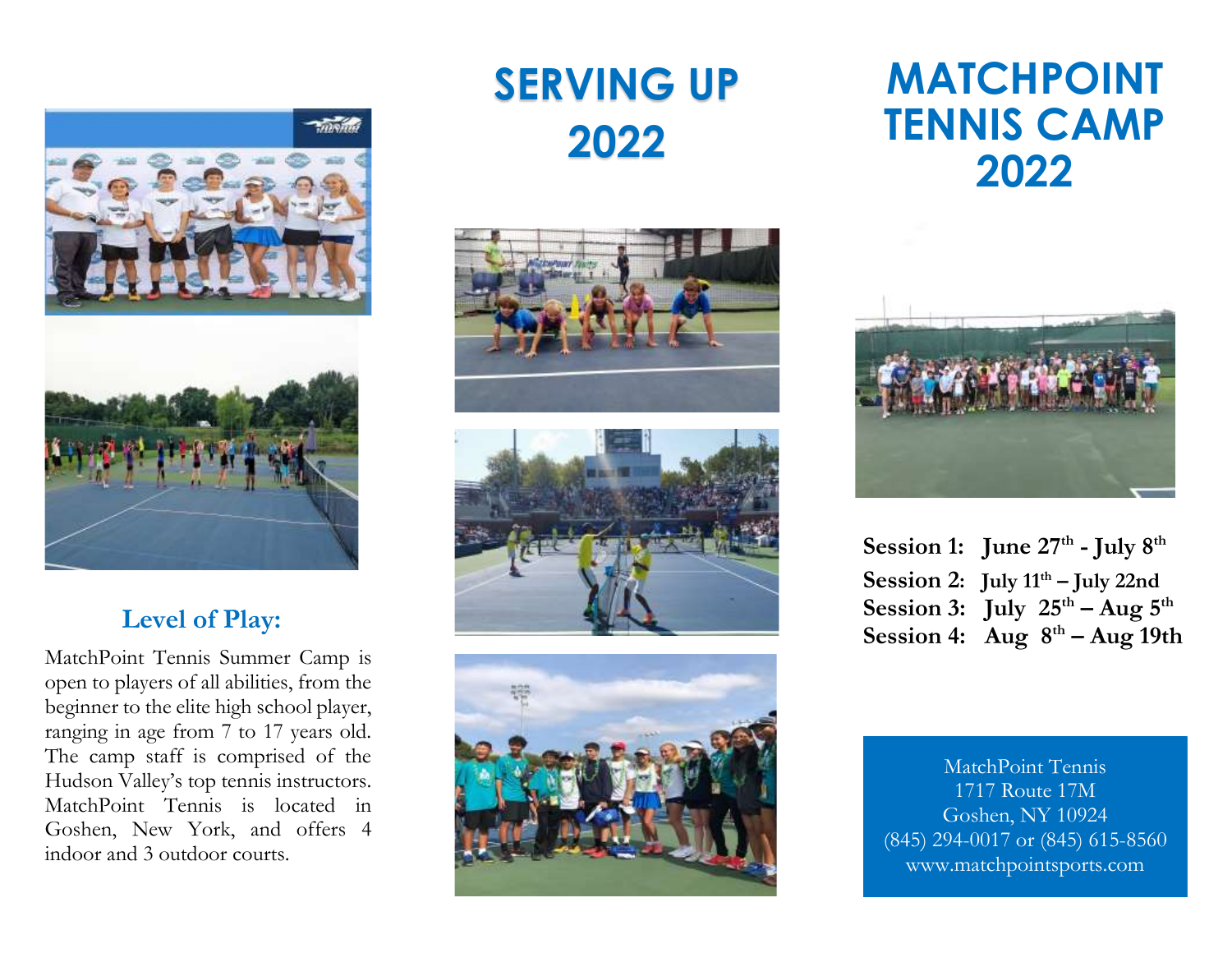# SERVING UP 2022

# MATCHPOINT TENNIS CAMP 2022

## Level of Play:

MatchPoint Tennis Summer Camp is open to players of all abilities, from the beginner to the elite high school player, ranging in age from 7 to 17 years old. The camp staff is comprised of the Hudson Valley's top tennis instructors. MatchPoint Tennis is located in Goshen, New York, and offers 4 indoor and 3 outdoor courts.

**Session 1: June 27th - July 8th**

**Session 2: July 11th – July 22nd**

**Session 3: July 25th – Aug 5th**

**Session 4: Aug 8th – Aug 19th**

MatchPoint Tennis
1717 Route 17M
Goshen, NY 10924
(845) 294-0017 or (845) 615-8560
www.matchpointsports.com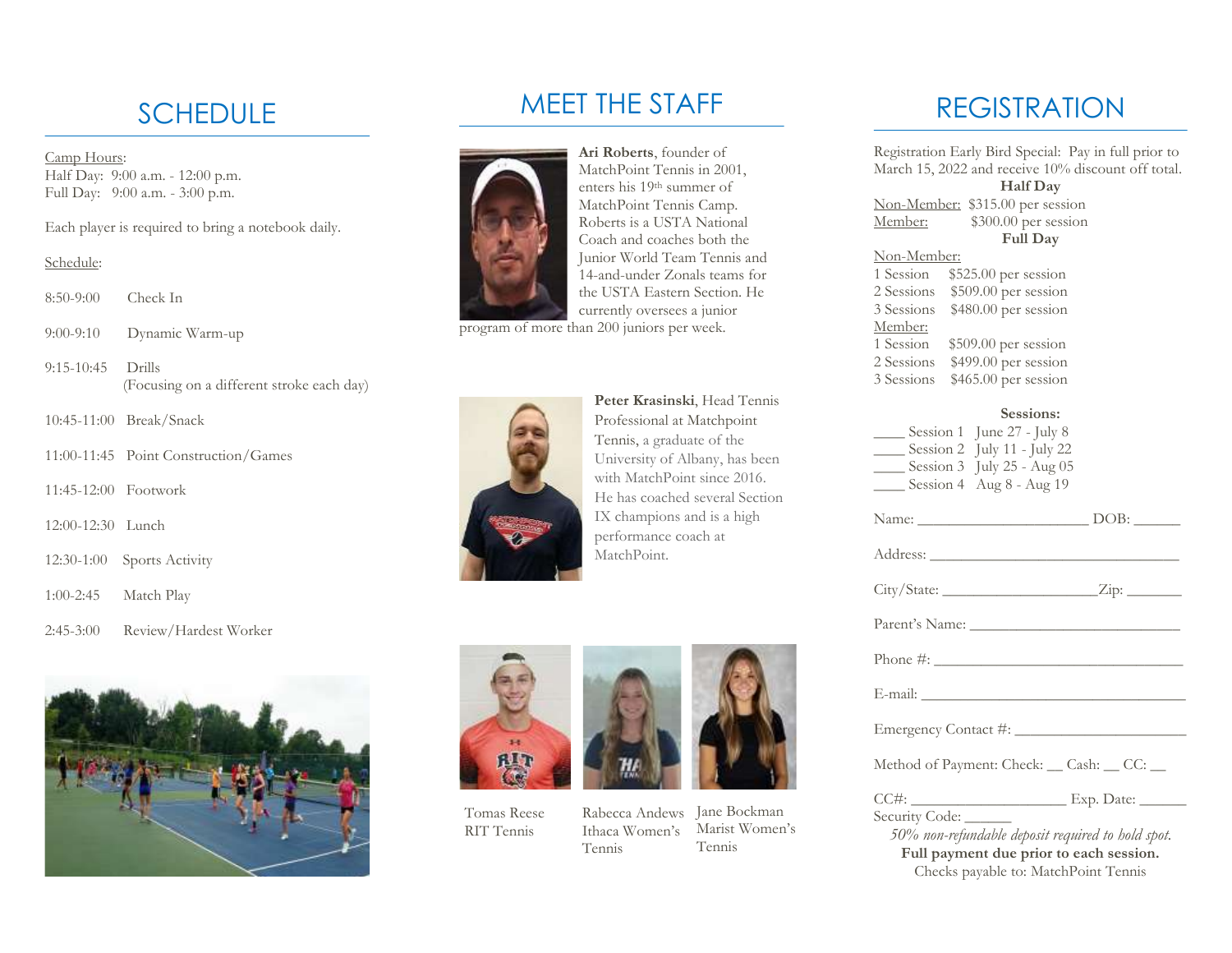## SCHEDULE

Camp Hours:
Half Day: 9:00 a.m. - 12:00 p.m.
Full Day: 9:00 a.m. - 3:00 p.m.

Each player is required to bring a notebook daily.

Schedule:

8:50-9:00 Check In

9:00-9:10 Dynamic Warm-up

9:15-10:45 Drills
(Focusing on a different stroke each day)

10:45-11:00 Break/Snack

11:00-11:45 Point Construction/Games

11:45-12:00 Footwork

12:00-12:30 Lunch

12:30-1:00 Sports Activity

1:00-2:45 Match Play

2:45-3:00 Review/Hardest Worker

## MEET THE STAFF

**Ari Roberts**, founder of MatchPoint Tennis in 2001, enters his 19th summer of MatchPoint Tennis Camp. Roberts is a USTA National Coach and coaches both the Junior World Team Tennis and 14-and-under Zonals teams for the USTA Eastern Section. He currently oversees a junior program of more than 200 juniors per week.

**Peter Krasinski**, Head Tennis Professional at Matchpoint Tennis, a graduate of the University of Albany, has been with MatchPoint since 2016. He has coached several Section IX champions and is a high performance coach at MatchPoint.

Tomas Reese
RIT Tennis

Rabecca Andews
Ithaca Women's Tennis

Jane Bockman
Marist Women's Tennis

## REGISTRATION

Registration Early Bird Special: Pay in full prior to March 15, 2022 and receive 10% discount off total.

**Half Day**

Non-Member: $315.00 per session
Member: $300.00 per session

**Full Day**

Non-Member:
1 Session $525.00 per session
2 Sessions $509.00 per session
3 Sessions $480.00 per session

Member:
1 Session $509.00 per session
2 Sessions $499.00 per session
3 Sessions $465.00 per session

**Sessions:**

____ Session 1 June 27 - July 8
____ Session 2 July 11 - July 22
____ Session 3 July 25 - Aug 05
____ Session 4 Aug 8 - Aug 19

Name: ______________________ DOB: ______

Address: ________________________________

City/State: ___________________Zip: _______

Parent's Name: ___________________________

Phone #: ________________________________

E-mail: __________________________________

Emergency Contact #: _____________________

Method of Payment: Check: __ Cash: __ CC: __

CC#: ____________________ Exp. Date: ______
Security Code: ______

*50% non-refundable deposit required to hold spot.*
**Full payment due prior to each session.**
Checks payable to: MatchPoint Tennis